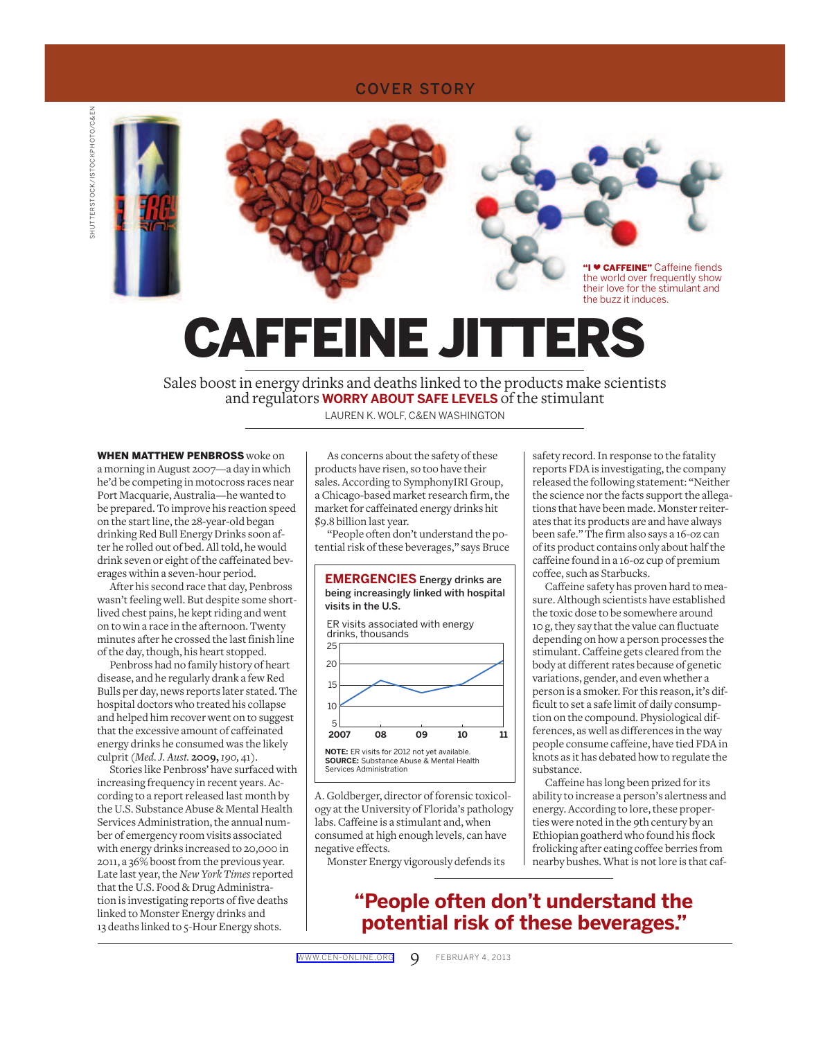COVER STORY

**"I ♥ CAFFEINE"** Caffeine fiends the world over frequently show their love for the stimulant and the buzz it induces.

# CAFFEINE JITTERS

Sales boost in energy drinks and deaths linked to the products make scientists and regulators **WORRY ABOUT SAFE LEVELS** of the stimulant

LAUREN K. WOLF, C&EN WASHINGTON

**WHEN MATTHEW PENBROSS** woke on a morning in August 2007—a day in which he'd be competing in motocross races near Port Macquarie, Australia—he wanted to be prepared. To improve his reaction speed on the start line, the 28-year-old began drinking Red Bull Energy Drinks soon after he rolled out of bed. All told, he would drink seven or eight of the caffeinated beverages within a seven-hour period.

After his second race that day, Penbross wasn't feeling well. But despite some short-lived chest pains, he kept riding and went on to win a race in the afternoon. Twenty minutes after he crossed the last finish line of the day, though, his heart stopped.

Penbross had no family history of heart disease, and he regularly drank a few Red Bulls per day, news reports later stated. The hospital doctors who treated his collapse and helped him recover went on to suggest that the excessive amount of caffeinated energy drinks he consumed was the likely culprit (*Med. J. Aust.* **2009,** *190,* 41).

Stories like Penbross' have surfaced with increasing frequency in recent years. According to a report released last month by the U.S. Substance Abuse & Mental Health Services Administration, the annual number of emergency room visits associated with energy drinks increased to 20,000 in 2011, a 36% boost from the previous year. Late last year, the *New York Times* reported that the U.S. Food & Drug Administration is investigating reports of five deaths linked to Monster Energy drinks and 13 deaths linked to 5-Hour Energy shots.

As concerns about the safety of these products have risen, so too have their sales. According to SymphonyIRI Group, a Chicago-based market research firm, the market for caffeinated energy drinks hit $9.8 billion last year.

"People often don't understand the potential risk of these beverages," says Bruce A. Goldberger, director of forensic toxicology at the University of Florida's pathology labs. Caffeine is a stimulant and, when consumed at high enough levels, can have negative effects.

**EMERGENCIES** Energy drinks are being increasingly linked with hospital visits in the U.S.

ER visits associated with energy drinks, thousands

| Year | ER visits (thousands, approx. from chart) |
|---|---|
| 2007 | ~10 |
| 08 | ~16 |
| 09 | ~14 |
| 10 | ~15 |
| 11 | ~20 |

**NOTE:** ER visits for 2012 not yet available.
**SOURCE:** Substance Abuse & Mental Health Services Administration

Monster Energy vigorously defends its safety record. In response to the fatality reports FDA is investigating, the company released the following statement: "Neither the science nor the facts support the allegations that have been made. Monster reiterates that its products are and have always been safe." The firm also says a 16-oz can of its product contains only about half the caffeine found in a 16-oz cup of premium coffee, such as Starbucks.

Caffeine safety has proven hard to measure. Although scientists have established the toxic dose to be somewhere around 10 g, they say that the value can fluctuate depending on how a person processes the stimulant. Caffeine gets cleared from the body at different rates because of genetic variations, gender, and even whether a person is a smoker. For this reason, it's difficult to set a safe limit of daily consumption on the compound. Physiological differences, as well as differences in the way people consume caffeine, have tied FDA in knots as it has debated how to regulate the substance.

Caffeine has long been prized for its ability to increase a person's alertness and energy. According to lore, these properties were noted in the 9th century by an Ethiopian goatherd who found his flock frolicking after eating coffee berries from nearby bushes. What is not lore is that caf-

**"People often don't understand the potential risk of these beverages."**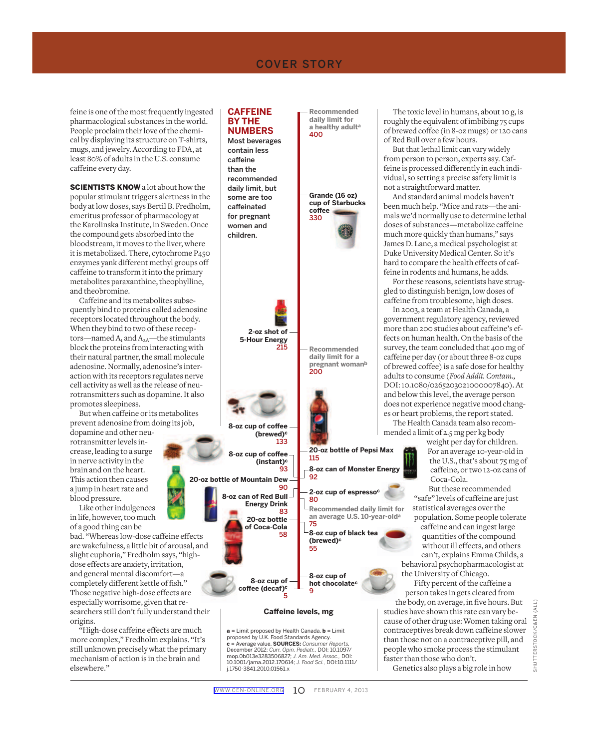feine is one of the most frequently ingested pharmacological substances in the world. People proclaim their love of the chemical by displaying its structure on T-shirts, mugs, and jewelry. According to FDA, at least 80% of adults in the U.S. consume caffeine every day.

**SCIENTISTS KNOW** a lot about how the popular stimulant triggers alertness in the body at low doses, says Bertil B. Fredholm, emeritus professor of pharmacology at the Karolinska Institute, in Sweden. Once the compound gets absorbed into the bloodstream, it moves to the liver, where it is metabolized. There, cytochrome P450 enzymes yank different methyl groups off caffeine to transform it into the primary metabolites paraxanthine, theophylline, and theobromine.

Caffeine and its metabolites subsequently bind to proteins called adenosine receptors located throughout the body. When they bind to two of these receptors—named $A_1$ and $A_{2A}$—the stimulants block the proteins from interacting with their natural partner, the small molecule adenosine. Normally, adenosine's interaction with its receptors regulates nerve cell activity as well as the release of neurotransmitters such as dopamine. It also promotes sleepiness.

But when caffeine or its metabolites prevent adenosine from doing its job, dopamine and other neurotransmitter levels increase, leading to a surge in nerve activity in the brain and on the heart. This action then causes a jump in heart rate and blood pressure.

Like other indulgences in life, however, too much of a good thing can be bad. "Whereas low-dose caffeine effects are wakefulness, a little bit of arousal, and slight euphoria," Fredholm says, "high-dose effects are anxiety, irritation, and general mental discomfort—a completely different kettle of fish." Those negative high-dose effects are especially worrisome, given that researchers still don't fully understand their origins.

"High-dose caffeine effects are much more complex," Fredholm explains. "It's still unknown precisely what the primary mechanism of action is in the brain and elsewhere."

## CAFFEINE BY THE NUMBERS

**Most beverages contain less caffeine than the recommended daily limit, but some are too caffeinated for pregnant women and children.**

| Item | Caffeine levels, mg |
|---|---|
| Recommended daily limit for a healthy adult[a] | 400 |
| Grande (16 oz) cup of Starbucks coffee | 330 |
| 2-oz shot of 5-Hour Energy | 215 |
| Recommended daily limit for a pregnant woman[b] | 200 |
| 8-oz cup of coffee (brewed)[c] | 133 |
| 20-oz bottle of Pepsi Max | 115 |
| 8-oz cup of coffee (instant)[c] | 93 |
| 8-oz can of Monster Energy | 92 |
| 20-oz bottle of Mountain Dew | 90 |
| 8-oz can of Red Bull Energy Drink | 83 |
| 2-oz cup of espresso[c] | 80 |
| Recommended daily limit for an average U.S. 10-year-old[a] | 75 |
| 20-oz bottle of Coca-Cola | 58 |
| 8-oz cup of black tea (brewed)[c] | 55 |
| 8-oz cup of hot chocolate[c] | 9 |
| 8-oz cup of coffee (decaf)[c] | 5 |

**Caffeine levels, mg**

**a** = Limit proposed by Health Canada. **b** = Limit proposed by U.K. Food Standards Agency. **c** = Average value. **SOURCES:** *Consumer Reports*, December 2012; *Curr. Opin. Pediatr.*, DOI: 10.1097/mop.0b013e3283506827; *J. Am. Med. Assoc.*, DOI: 10.1001/jama.2012.170614; *J. Food Sci.*, DOI:10.1111/j.1750-3841.2010.01561.x

The toxic level in humans, about 10 g, is roughly the equivalent of imbibing 75 cups of brewed coffee (in 8-oz mugs) or 120 cans of Red Bull over a few hours.

But that lethal limit can vary widely from person to person, experts say. Caffeine is processed differently in each individual, so setting a precise safety limit is not a straightforward matter.

And standard animal models haven't been much help. "Mice and rats—the animals we'd normally use to determine lethal doses of substances—metabolize caffeine much more quickly than humans," says James D. Lane, a medical psychologist at Duke University Medical Center. So it's hard to compare the health effects of caffeine in rodents and humans, he adds.

For these reasons, scientists have struggled to distinguish benign, low doses of caffeine from troublesome, high doses.

In 2003, a team at Health Canada, a government regulatory agency, reviewed more than 200 studies about caffeine's effects on human health. On the basis of the survey, the team concluded that 400 mg of caffeine per day (or about three 8-oz cups of brewed coffee) is a safe dose for healthy adults to consume (*Food Addit. Contam.*, DOI: 10.1080/0265203021000007840). At and below this level, the average person does not experience negative mood changes or heart problems, the report stated.

The Health Canada team also recommended a limit of 2.5 mg per kg body weight per day for children. For an average 10-year-old in the U.S., that's about 75 mg of caffeine, or two 12-oz cans of Coca-Cola.

But these recommended "safe" levels of caffeine are just statistical averages over the population. Some people tolerate caffeine and can ingest large quantities of the compound without ill effects, and others can't, explains Emma Childs, a behavioral psychopharmacologist at the University of Chicago.

Fifty percent of the caffeine a person takes in gets cleared from the body, on average, in five hours. But studies have shown this rate can vary because of other drug use: Women taking oral contraceptives break down caffeine slower than those not on a contraceptive pill, and people who smoke process the stimulant faster than those who don't.

Genetics also plays a big role in how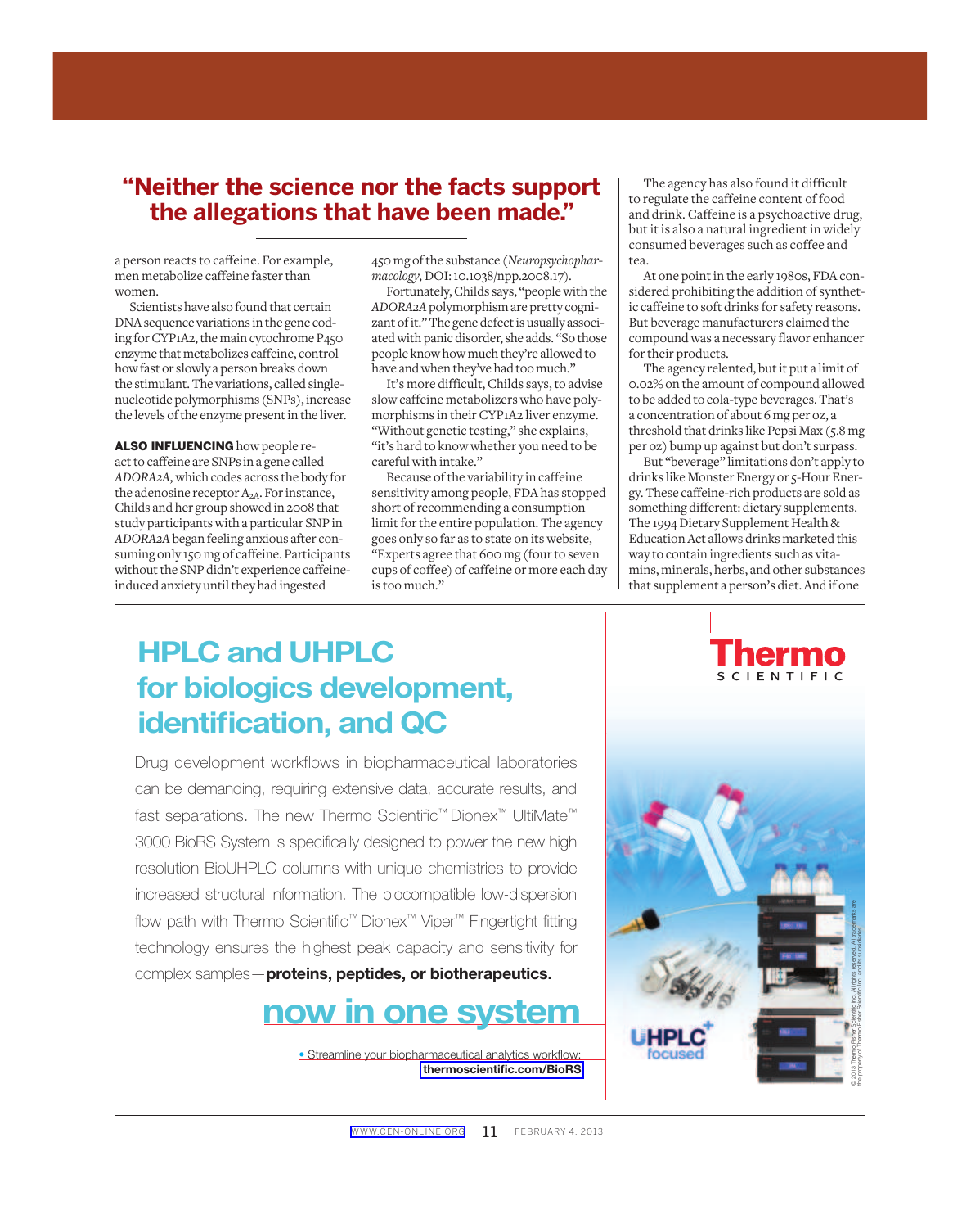> **"Neither the science nor the facts support the allegations that have been made."**

a person reacts to caffeine. For example, men metabolize caffeine faster than women.

Scientists have also found that certain DNA sequence variations in the gene coding for CYP1A2, the main cytochrome P450 enzyme that metabolizes caffeine, control how fast or slowly a person breaks down the stimulant. The variations, called single-nucleotide polymorphisms (SNPs), increase the levels of the enzyme present in the liver.

**ALSO INFLUENCING** how people react to caffeine are SNPs in a gene called *ADORA2A*, which codes across the body for the adenosine receptor $A_{2A}$. For instance, Childs and her group showed in 2008 that study participants with a particular SNP in *ADORA2A* began feeling anxious after consuming only 150 mg of caffeine. Participants without the SNP didn't experience caffeine-induced anxiety until they had ingested 450 mg of the substance (*Neuropsychopharmacology*, DOI: 10.1038/npp.2008.17).

Fortunately, Childs says, "people with the *ADORA2A* polymorphism are pretty cognizant of it." The gene defect is usually associated with panic disorder, she adds. "So those people know how much they're allowed to have and when they've had too much."

It's more difficult, Childs says, to advise slow caffeine metabolizers who have polymorphisms in their CYP1A2 liver enzyme. "Without genetic testing," she explains, "it's hard to know whether you need to be careful with intake."

Because of the variability in caffeine sensitivity among people, FDA has stopped short of recommending a consumption limit for the entire population. The agency goes only so far as to state on its website, "Experts agree that 600 mg (four to seven cups of coffee) of caffeine or more each day is too much."

The agency has also found it difficult to regulate the caffeine content of food and drink. Caffeine is a psychoactive drug, but it is also a natural ingredient in widely consumed beverages such as coffee and tea.

At one point in the early 1980s, FDA considered prohibiting the addition of synthetic caffeine to soft drinks for safety reasons. But beverage manufacturers claimed the compound was a necessary flavor enhancer for their products.

The agency relented, but it put a limit of 0.02% on the amount of compound allowed to be added to cola-type beverages. That's a concentration of about 6 mg per oz, a threshold that drinks like Pepsi Max (5.8 mg per oz) bump up against but don't surpass.

But "beverage" limitations don't apply to drinks like Monster Energy or 5-Hour Energy. These caffeine-rich products are sold as something different: dietary supplements. The 1994 Dietary Supplement Health & Education Act allows drinks marketed this way to contain ingredients such as vitamins, minerals, herbs, and other substances that supplement a person's diet. And if one

---

## HPLC and UHPLC for biologics development, identification, and QC

Drug development workflows in biopharmaceutical laboratories can be demanding, requiring extensive data, accurate results, and fast separations. The new Thermo Scientific™ Dionex™ UltiMate™ 3000 BioRS System is specifically designed to power the new high resolution BioUHPLC columns with unique chemistries to provide increased structural information. The biocompatible low-dispersion flow path with Thermo Scientific™ Dionex™ Viper™ Fingertight fitting technology ensures the highest peak capacity and sensitivity for complex samples—**proteins, peptides, or biotherapeutics.**

## now in one system

• Streamline your biopharmaceutical analytics workflow: **thermoscientific.com/BioRS**

Thermo SCIENTIFIC

UHPLC+ focused

© 2013 Thermo Fisher Scientific Inc. All rights reserved. All trademarks are the property of Thermo Fisher Scientific Inc. and its subsidiaries.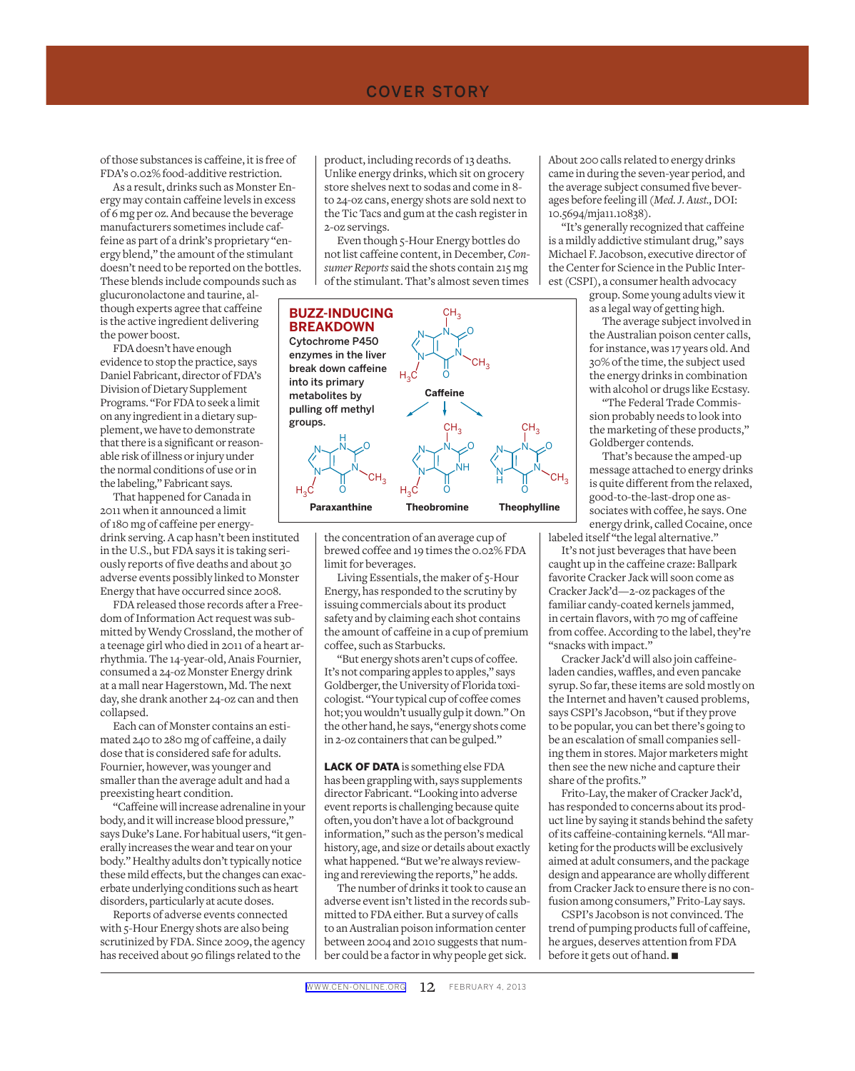of those substances is caffeine, it is free of FDA's 0.02% food-additive restriction.

As a result, drinks such as Monster Energy may contain caffeine levels in excess of 6 mg per oz. And because the beverage manufacturers sometimes include caffeine as part of a drink's proprietary "energy blend," the amount of the stimulant doesn't need to be reported on the bottles. These blends include compounds such as glucuronolactone and taurine, although experts agree that caffeine is the active ingredient delivering the power boost.

FDA doesn't have enough evidence to stop the practice, says Daniel Fabricant, director of FDA's Division of Dietary Supplement Programs. "For FDA to seek a limit on any ingredient in a dietary supplement, we have to demonstrate that there is a significant or reasonable risk of illness or injury under the normal conditions of use or in the labeling," Fabricant says.

That happened for Canada in 2011 when it announced a limit of 180 mg of caffeine per energy-drink serving. A cap hasn't been instituted in the U.S., but FDA says it is taking seriously reports of five deaths and about 30 adverse events possibly linked to Monster Energy that have occurred since 2008.

FDA released those records after a Freedom of Information Act request was submitted by Wendy Crossland, the mother of a teenage girl who died in 2011 of a heart arrhythmia. The 14-year-old, Anais Fournier, consumed a 24-oz Monster Energy drink at a mall near Hagerstown, Md. The next day, she drank another 24-oz can and then collapsed.

Each can of Monster contains an estimated 240 to 280 mg of caffeine, a daily dose that is considered safe for adults. Fournier, however, was younger and smaller than the average adult and had a preexisting heart condition.

"Caffeine will increase adrenaline in your body, and it will increase blood pressure," says Duke's Lane. For habitual users, "it generally increases the wear and tear on your body." Healthy adults don't typically notice these mild effects, but the changes can exacerbate underlying conditions such as heart disorders, particularly at acute doses.

Reports of adverse events connected with 5-Hour Energy shots are also being scrutinized by FDA. Since 2009, the agency has received about 90 filings related to the product, including records of 13 deaths. Unlike energy drinks, which sit on grocery store shelves next to sodas and come in 8- to 24-oz cans, energy shots are sold next to the Tic Tacs and gum at the cash register in 2-oz servings.

Even though 5-Hour Energy bottles do not list caffeine content, in December, *Consumer Reports* said the shots contain 215 mg of the stimulant. That's almost seven times the concentration of an average cup of brewed coffee and 19 times the 0.02% FDA limit for beverages.

**BUZZ-INDUCING BREAKDOWN**

Cytochrome P450 enzymes in the liver break down caffeine into its primary metabolites by pulling off methyl groups.

Caffeine

Paraxanthine

Theobromine

Theophylline

Living Essentials, the maker of 5-Hour Energy, has responded to the scrutiny by issuing commercials about its product safety and by claiming each shot contains the amount of caffeine in a cup of premium coffee, such as Starbucks.

"But energy shots aren't cups of coffee. It's not comparing apples to apples," says Goldberger, the University of Florida toxicologist. "Your typical cup of coffee comes hot; you wouldn't usually gulp it down." On the other hand, he says, "energy shots come in 2-oz containers that can be gulped."

**LACK OF DATA** is something else FDA has been grappling with, says supplements director Fabricant. "Looking into adverse event reports is challenging because quite often, you don't have a lot of background information," such as the person's medical history, age, and size or details about exactly what happened. "But we're always reviewing and rereviewing the reports," he adds.

The number of drinks it took to cause an adverse event isn't listed in the records submitted to FDA either. But a survey of calls to an Australian poison information center between 2004 and 2010 suggests that number could be a factor in why people get sick. About 200 calls related to energy drinks came in during the seven-year period, and the average subject consumed five beverages before feeling ill (*Med. J. Aust.*, DOI: 10.5694/mja11.10838).

"It's generally recognized that caffeine is a mildly addictive stimulant drug," says Michael F. Jacobson, executive director of the Center for Science in the Public Interest (CSPI), a consumer health advocacy group. Some young adults view it as a legal way of getting high.

The average subject involved in the Australian poison center calls, for instance, was 17 years old. And 30% of the time, the subject used the energy drinks in combination with alcohol or drugs like Ecstasy.

"The Federal Trade Commission probably needs to look into the marketing of these products," Goldberger contends.

That's because the amped-up message attached to energy drinks is quite different from the relaxed, good-to-the-last-drop one associates with coffee, he says. One energy drink, called Cocaine, once labeled itself "the legal alternative."

It's not just beverages that have been caught up in the caffeine craze: Ballpark favorite Cracker Jack will soon come as Cracker Jack'd—2-oz packages of the familiar candy-coated kernels jammed, in certain flavors, with 70 mg of caffeine from coffee. According to the label, they're "snacks with impact."

Cracker Jack'd will also join caffeine-laden candies, waffles, and even pancake syrup. So far, these items are sold mostly on the Internet and haven't caused problems, says CSPI's Jacobson, "but if they prove to be popular, you can bet there's going to be an escalation of small companies selling them in stores. Major marketers might then see the new niche and capture their share of the profits."

Frito-Lay, the maker of Cracker Jack'd, has responded to concerns about its product line by saying it stands behind the safety of its caffeine-containing kernels. "All marketing for the products will be exclusively aimed at adult consumers, and the package design and appearance are wholly different from Cracker Jack to ensure there is no confusion among consumers," Frito-Lay says.

CSPI's Jacobson is not convinced. The trend of pumping products full of caffeine, he argues, deserves attention from FDA before it gets out of hand. ■